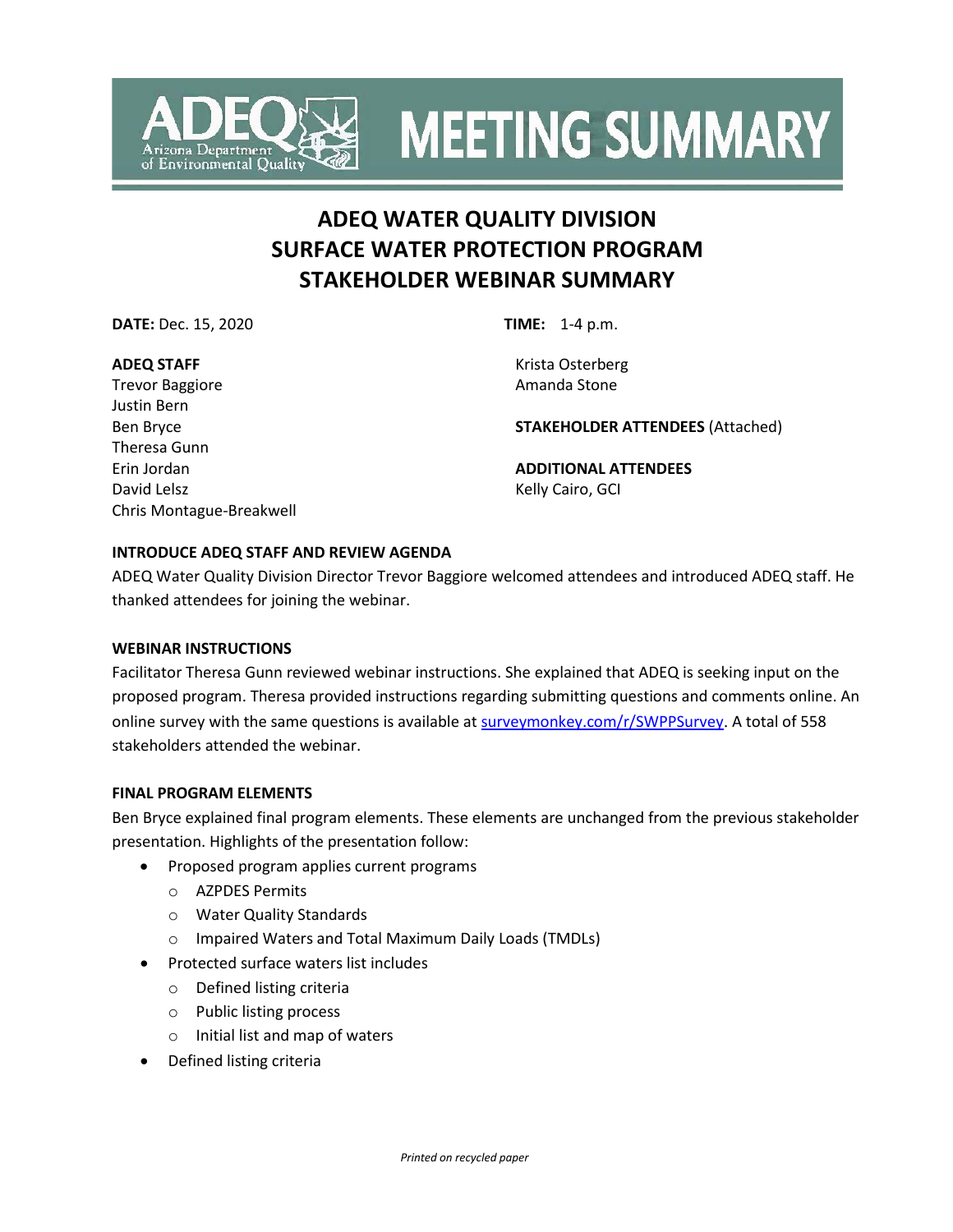# MEETING SUMMARY

## ADEQ WATER QUALITY DIVISION
## SURFACE WATER PROTECTION PROGRAM
## STAKEHOLDER WEBINAR SUMMARY

**DATE:** Dec. 15, 2020

**TIME:** 1-4 p.m.

**ADEQ STAFF**
Trevor Baggiore
Justin Bern
Ben Bryce
Theresa Gunn
Erin Jordan
David Lelsz
Chris Montague-Breakwell
Krista Osterberg
Amanda Stone

**STAKEHOLDER ATTENDEES** (Attached)

**ADDITIONAL ATTENDEES**
Kelly Cairo, GCI

**INTRODUCE ADEQ STAFF AND REVIEW AGENDA**

ADEQ Water Quality Division Director Trevor Baggiore welcomed attendees and introduced ADEQ staff. He thanked attendees for joining the webinar.

**WEBINAR INSTRUCTIONS**

Facilitator Theresa Gunn reviewed webinar instructions. She explained that ADEQ is seeking input on the proposed program. Theresa provided instructions regarding submitting questions and comments online. An online survey with the same questions is available at surveymonkey.com/r/SWPPSurvey. A total of 558 stakeholders attended the webinar.

**FINAL PROGRAM ELEMENTS**

Ben Bryce explained final program elements. These elements are unchanged from the previous stakeholder presentation. Highlights of the presentation follow:

- Proposed program applies current programs
  - AZPDES Permits
  - Water Quality Standards
  - Impaired Waters and Total Maximum Daily Loads (TMDLs)
- Protected surface waters list includes
  - Defined listing criteria
  - Public listing process
  - Initial list and map of waters
- Defined listing criteria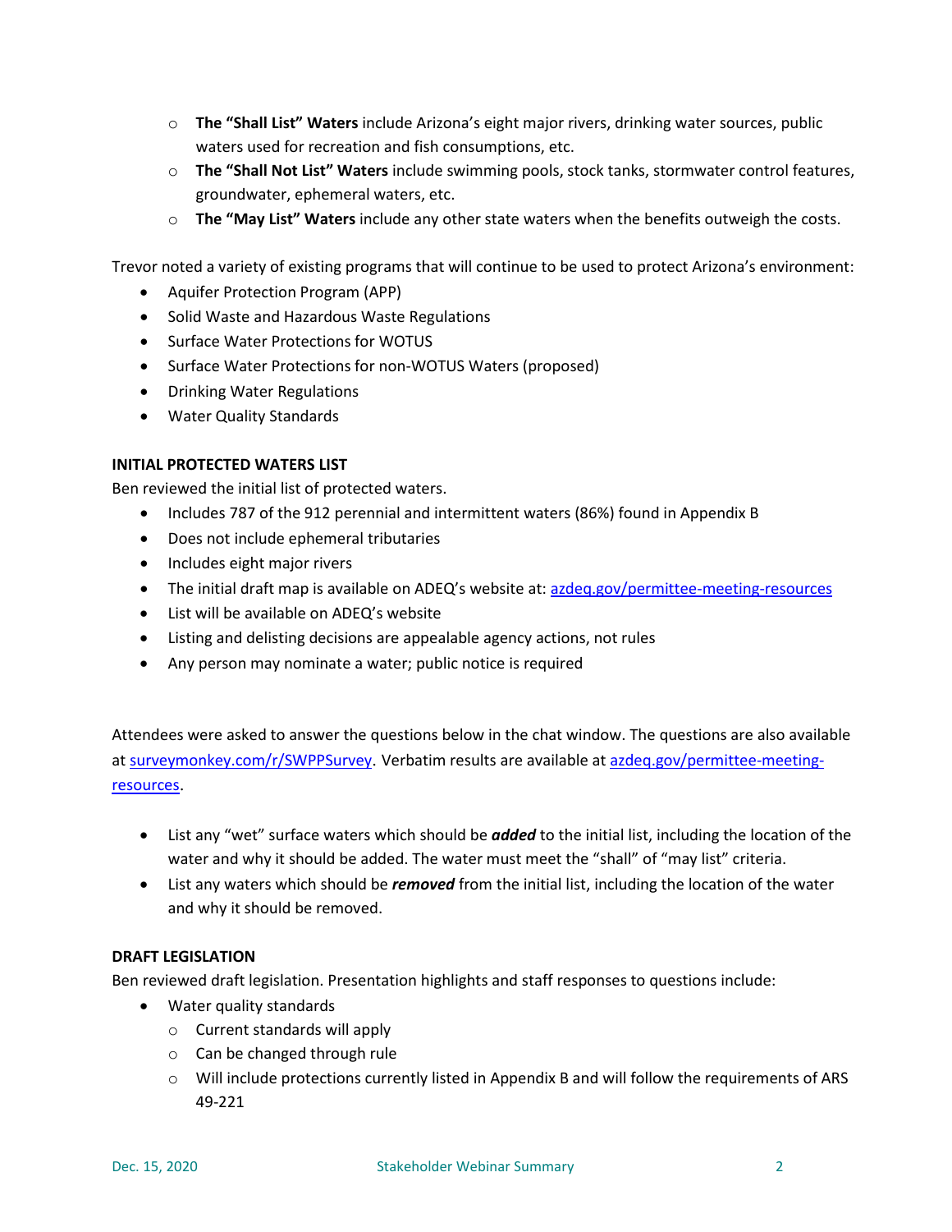- **The "Shall List" Waters** include Arizona's eight major rivers, drinking water sources, public waters used for recreation and fish consumptions, etc.
- **The "Shall Not List" Waters** include swimming pools, stock tanks, stormwater control features, groundwater, ephemeral waters, etc.
- **The "May List" Waters** include any other state waters when the benefits outweigh the costs.

Trevor noted a variety of existing programs that will continue to be used to protect Arizona's environment:

- Aquifer Protection Program (APP)
- Solid Waste and Hazardous Waste Regulations
- Surface Water Protections for WOTUS
- Surface Water Protections for non-WOTUS Waters (proposed)
- Drinking Water Regulations
- Water Quality Standards

**INITIAL PROTECTED WATERS LIST**

Ben reviewed the initial list of protected waters.

- Includes 787 of the 912 perennial and intermittent waters (86%) found in Appendix B
- Does not include ephemeral tributaries
- Includes eight major rivers
- The initial draft map is available on ADEQ's website at: [azdeq.gov/permittee-meeting-resources](azdeq.gov/permittee-meeting-resources)
- List will be available on ADEQ's website
- Listing and delisting decisions are appealable agency actions, not rules
- Any person may nominate a water; public notice is required

Attendees were asked to answer the questions below in the chat window. The questions are also available at [surveymonkey.com/r/SWPPSurvey](surveymonkey.com/r/SWPPSurvey). Verbatim results are available at [azdeq.gov/permittee-meeting-resources](azdeq.gov/permittee-meeting-resources).

- List any "wet" surface waters which should be ***added*** to the initial list, including the location of the water and why it should be added. The water must meet the "shall" of "may list" criteria.
- List any waters which should be ***removed*** from the initial list, including the location of the water and why it should be removed.

**DRAFT LEGISLATION**

Ben reviewed draft legislation. Presentation highlights and staff responses to questions include:

- Water quality standards
  - Current standards will apply
  - Can be changed through rule
  - Will include protections currently listed in Appendix B and will follow the requirements of ARS 49-221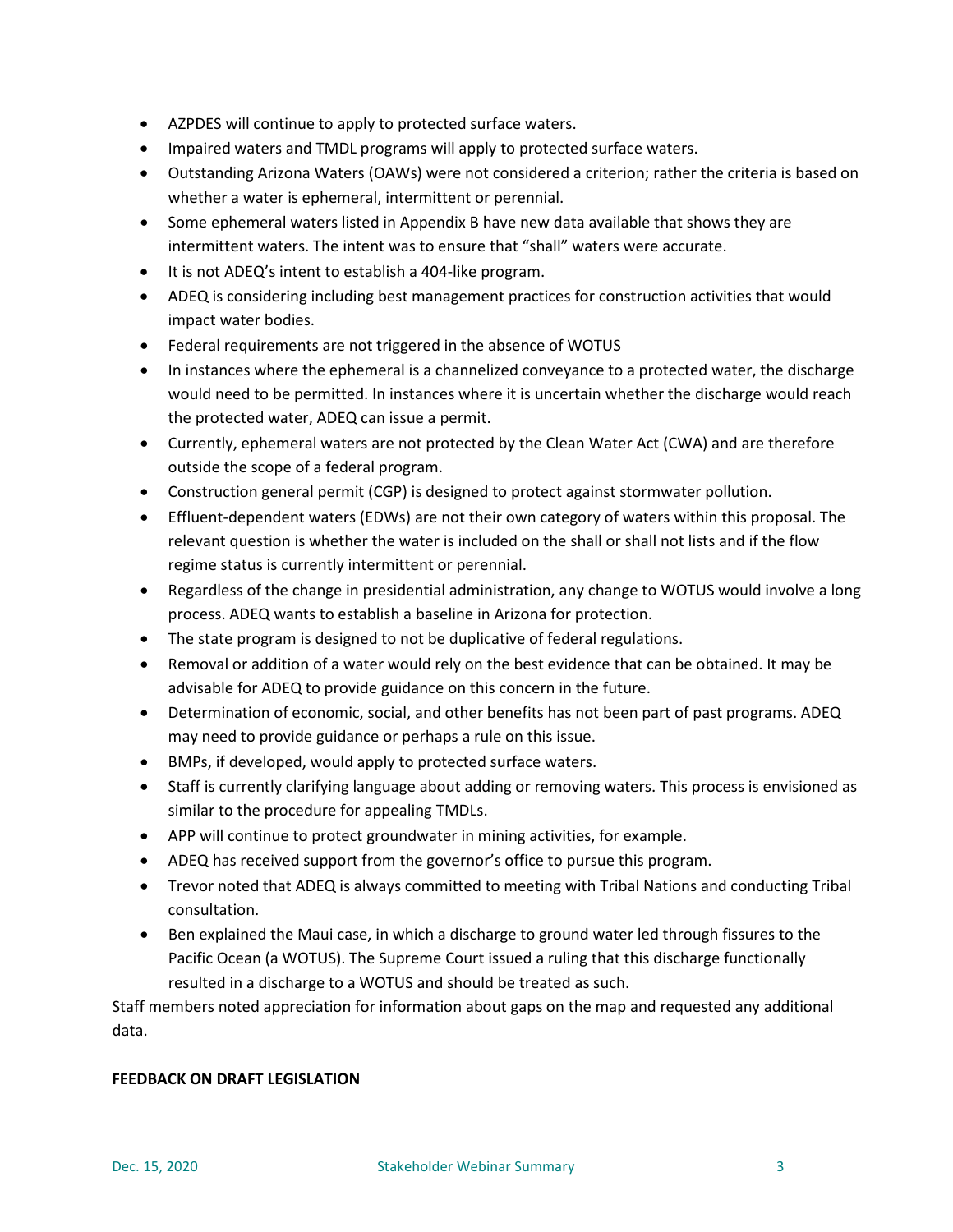- AZPDES will continue to apply to protected surface waters.
- Impaired waters and TMDL programs will apply to protected surface waters.
- Outstanding Arizona Waters (OAWs) were not considered a criterion; rather the criteria is based on whether a water is ephemeral, intermittent or perennial.
- Some ephemeral waters listed in Appendix B have new data available that shows they are intermittent waters. The intent was to ensure that "shall" waters were accurate.
- It is not ADEQ's intent to establish a 404-like program.
- ADEQ is considering including best management practices for construction activities that would impact water bodies.
- Federal requirements are not triggered in the absence of WOTUS
- In instances where the ephemeral is a channelized conveyance to a protected water, the discharge would need to be permitted. In instances where it is uncertain whether the discharge would reach the protected water, ADEQ can issue a permit.
- Currently, ephemeral waters are not protected by the Clean Water Act (CWA) and are therefore outside the scope of a federal program.
- Construction general permit (CGP) is designed to protect against stormwater pollution.
- Effluent-dependent waters (EDWs) are not their own category of waters within this proposal. The relevant question is whether the water is included on the shall or shall not lists and if the flow regime status is currently intermittent or perennial.
- Regardless of the change in presidential administration, any change to WOTUS would involve a long process. ADEQ wants to establish a baseline in Arizona for protection.
- The state program is designed to not be duplicative of federal regulations.
- Removal or addition of a water would rely on the best evidence that can be obtained. It may be advisable for ADEQ to provide guidance on this concern in the future.
- Determination of economic, social, and other benefits has not been part of past programs. ADEQ may need to provide guidance or perhaps a rule on this issue.
- BMPs, if developed, would apply to protected surface waters.
- Staff is currently clarifying language about adding or removing waters. This process is envisioned as similar to the procedure for appealing TMDLs.
- APP will continue to protect groundwater in mining activities, for example.
- ADEQ has received support from the governor's office to pursue this program.
- Trevor noted that ADEQ is always committed to meeting with Tribal Nations and conducting Tribal consultation.
- Ben explained the Maui case, in which a discharge to ground water led through fissures to the Pacific Ocean (a WOTUS). The Supreme Court issued a ruling that this discharge functionally resulted in a discharge to a WOTUS and should be treated as such.

Staff members noted appreciation for information about gaps on the map and requested any additional data.

**FEEDBACK ON DRAFT LEGISLATION**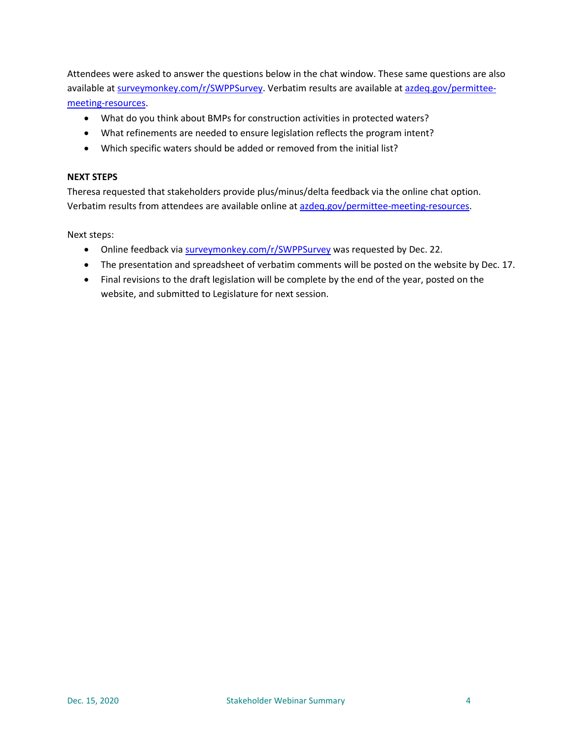Attendees were asked to answer the questions below in the chat window. These same questions are also available at [surveymonkey.com/r/SWPPSurvey](surveymonkey.com/r/SWPPSurvey). Verbatim results are available at [azdeq.gov/permittee-meeting-resources](azdeq.gov/permittee-meeting-resources).

- What do you think about BMPs for construction activities in protected waters?
- What refinements are needed to ensure legislation reflects the program intent?
- Which specific waters should be added or removed from the initial list?

**NEXT STEPS**

Theresa requested that stakeholders provide plus/minus/delta feedback via the online chat option. Verbatim results from attendees are available online at [azdeq.gov/permittee-meeting-resources](azdeq.gov/permittee-meeting-resources).

Next steps:

- Online feedback via [surveymonkey.com/r/SWPPSurvey](surveymonkey.com/r/SWPPSurvey) was requested by Dec. 22.
- The presentation and spreadsheet of verbatim comments will be posted on the website by Dec. 17.
- Final revisions to the draft legislation will be complete by the end of the year, posted on the website, and submitted to Legislature for next session.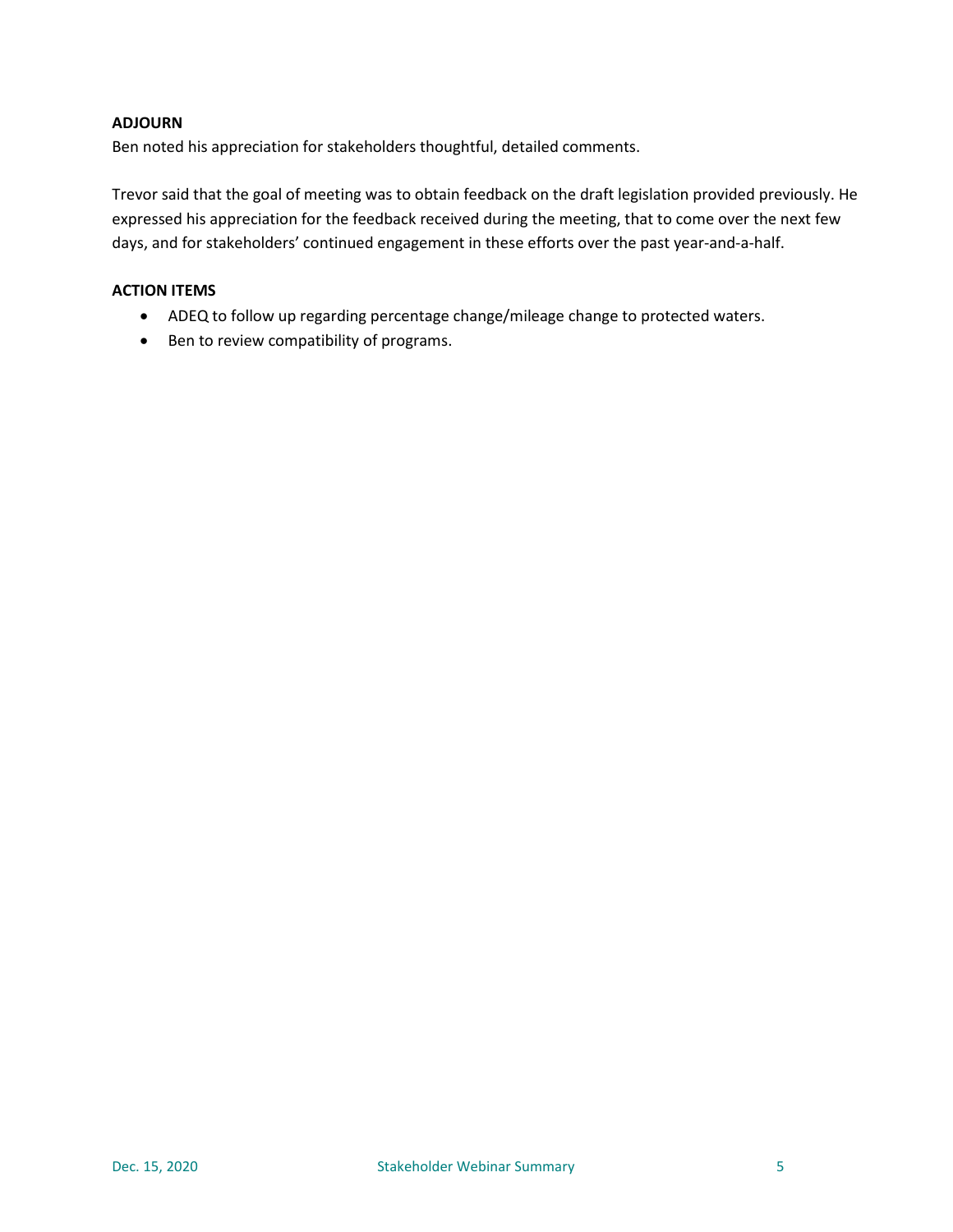**ADJOURN**

Ben noted his appreciation for stakeholders thoughtful, detailed comments.

Trevor said that the goal of meeting was to obtain feedback on the draft legislation provided previously. He expressed his appreciation for the feedback received during the meeting, that to come over the next few days, and for stakeholders' continued engagement in these efforts over the past year-and-a-half.

**ACTION ITEMS**

- ADEQ to follow up regarding percentage change/mileage change to protected waters.
- Ben to review compatibility of programs.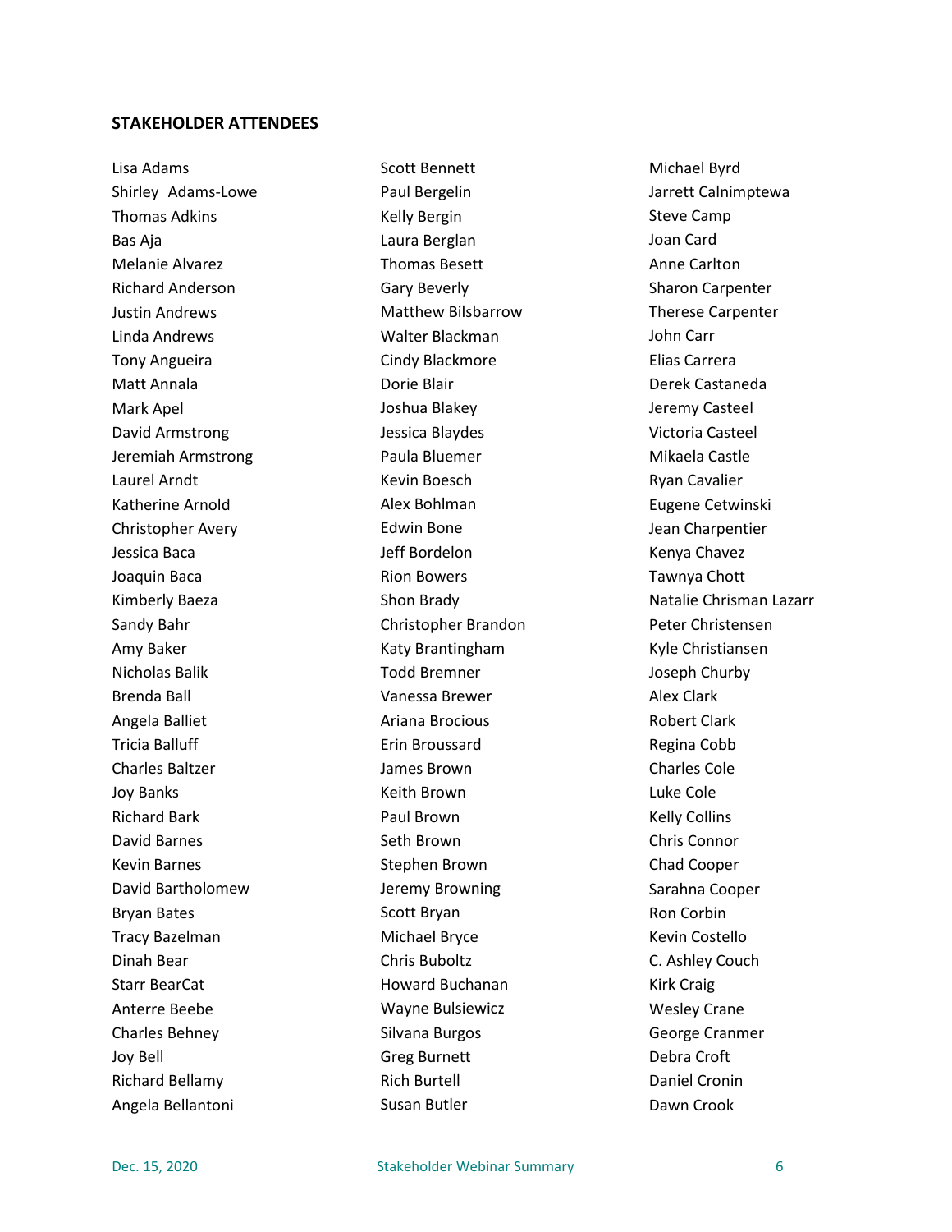**STAKEHOLDER ATTENDEES**

Lisa Adams
Shirley Adams-Lowe
Thomas Adkins
Bas Aja
Melanie Alvarez
Richard Anderson
Justin Andrews
Linda Andrews
Tony Angueira
Matt Annala
Mark Apel
David Armstrong
Jeremiah Armstrong
Laurel Arndt
Katherine Arnold
Christopher Avery
Jessica Baca
Joaquin Baca
Kimberly Baeza
Sandy Bahr
Amy Baker
Nicholas Balik
Brenda Ball
Angela Balliet
Tricia Balluff
Charles Baltzer
Joy Banks
Richard Bark
David Barnes
Kevin Barnes
David Bartholomew
Bryan Bates
Tracy Bazelman
Dinah Bear
Starr BearCat
Anterre Beebe
Charles Behney
Joy Bell
Richard Bellamy
Angela Bellantoni
Scott Bennett
Paul Bergelin
Kelly Bergin
Laura Berglan
Thomas Besett
Gary Beverly
Matthew Bilsbarrow
Walter Blackman
Cindy Blackmore
Dorie Blair
Joshua Blakey
Jessica Blaydes
Paula Bluemer
Kevin Boesch
Alex Bohlman
Edwin Bone
Jeff Bordelon
Rion Bowers
Shon Brady
Christopher Brandon
Katy Brantingham
Todd Bremner
Vanessa Brewer
Ariana Brocious
Erin Broussard
James Brown
Keith Brown
Paul Brown
Seth Brown
Stephen Brown
Jeremy Browning
Scott Bryan
Michael Bryce
Chris Buboltz
Howard Buchanan
Wayne Bulsiewicz
Silvana Burgos
Greg Burnett
Rich Burtell
Susan Butler
Michael Byrd
Jarrett Calnimptewa
Steve Camp
Joan Card
Anne Carlton
Sharon Carpenter
Therese Carpenter
John Carr
Elias Carrera
Derek Castaneda
Jeremy Casteel
Victoria Casteel
Mikaela Castle
Ryan Cavalier
Eugene Cetwinski
Jean Charpentier
Kenya Chavez
Tawnya Chott
Natalie Chrisman Lazarr
Peter Christensen
Kyle Christiansen
Joseph Churby
Alex Clark
Robert Clark
Regina Cobb
Charles Cole
Luke Cole
Kelly Collins
Chris Connor
Chad Cooper
Sarahna Cooper
Ron Corbin
Kevin Costello
C. Ashley Couch
Kirk Craig
Wesley Crane
George Cranmer
Debra Croft
Daniel Cronin
Dawn Crook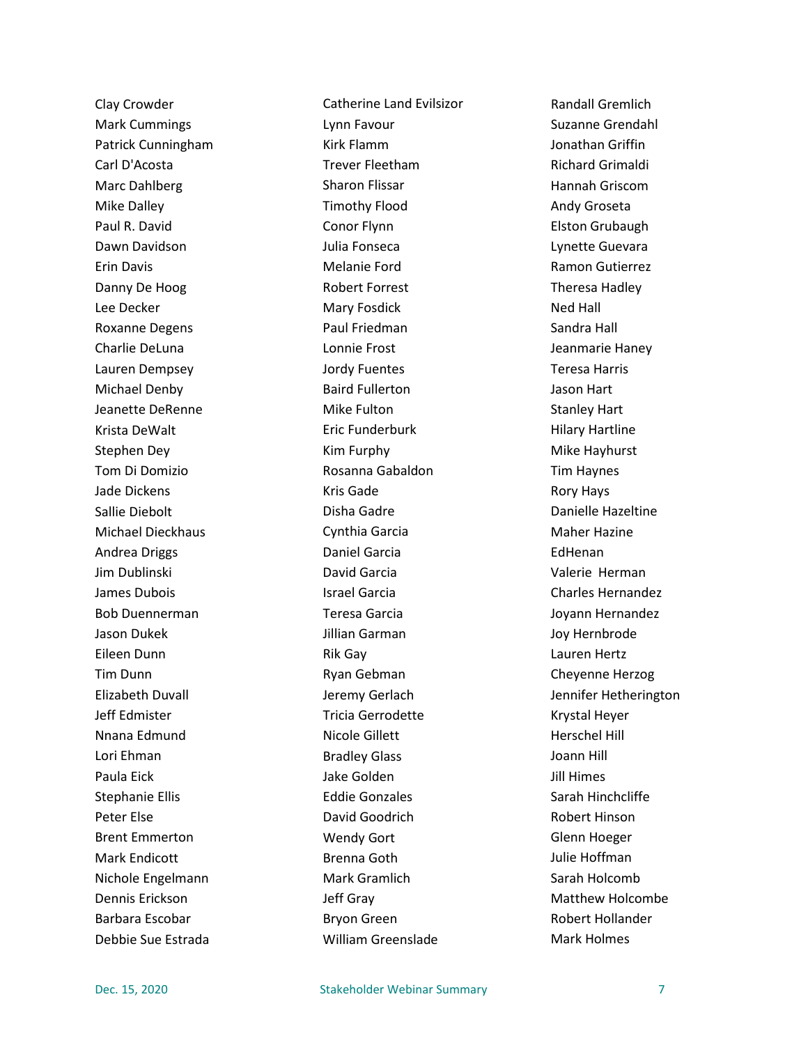Clay Crowder
Mark Cummings
Patrick Cunningham
Carl D'Acosta
Marc Dahlberg
Mike Dalley
Paul R. David
Dawn Davidson
Erin Davis
Danny De Hoog
Lee Decker
Roxanne Degens
Charlie DeLuna
Lauren Dempsey
Michael Denby
Jeanette DeRenne
Krista DeWalt
Stephen Dey
Tom Di Domizio
Jade Dickens
Sallie Diebolt
Michael Dieckhaus
Andrea Driggs
Jim Dublinski
James Dubois
Bob Duennerman
Jason Dukek
Eileen Dunn
Tim Dunn
Elizabeth Duvall
Jeff Edmister
Nnana Edmund
Lori Ehman
Paula Eick
Stephanie Ellis
Peter Else
Brent Emmerton
Mark Endicott
Nichole Engelmann
Dennis Erickson
Barbara Escobar
Debbie Sue Estrada
Catherine Land Evilsizor
Lynn Favour
Kirk Flamm
Trever Fleetham
Sharon Flissar
Timothy Flood
Conor Flynn
Julia Fonseca
Melanie Ford
Robert Forrest
Mary Fosdick
Paul Friedman
Lonnie Frost
Jordy Fuentes
Baird Fullerton
Mike Fulton
Eric Funderburk
Kim Furphy
Rosanna Gabaldon
Kris Gade
Disha Gadre
Cynthia Garcia
Daniel Garcia
David Garcia
Israel Garcia
Teresa Garcia
Jillian Garman
Rik Gay
Ryan Gebman
Jeremy Gerlach
Tricia Gerrodette
Nicole Gillett
Bradley Glass
Jake Golden
Eddie Gonzales
David Goodrich
Wendy Gort
Brenna Goth
Mark Gramlich
Jeff Gray
Bryon Green
William Greenslade
Randall Gremlich
Suzanne Grendahl
Jonathan Griffin
Richard Grimaldi
Hannah Griscom
Andy Groseta
Elston Grubaugh
Lynette Guevara
Ramon Gutierrez
Theresa Hadley
Ned Hall
Sandra Hall
Jeanmarie Haney
Teresa Harris
Jason Hart
Stanley Hart
Hilary Hartline
Mike Hayhurst
Tim Haynes
Rory Hays
Danielle Hazeltine
Maher Hazine
EdHenan
Valerie Herman
Charles Hernandez
Joyann Hernandez
Joy Hernbrode
Lauren Hertz
Cheyenne Herzog
Jennifer Hetherington
Krystal Heyer
Herschel Hill
Joann Hill
Jill Himes
Sarah Hinchcliffe
Robert Hinson
Glenn Hoeger
Julie Hoffman
Sarah Holcomb
Matthew Holcombe
Robert Hollander
Mark Holmes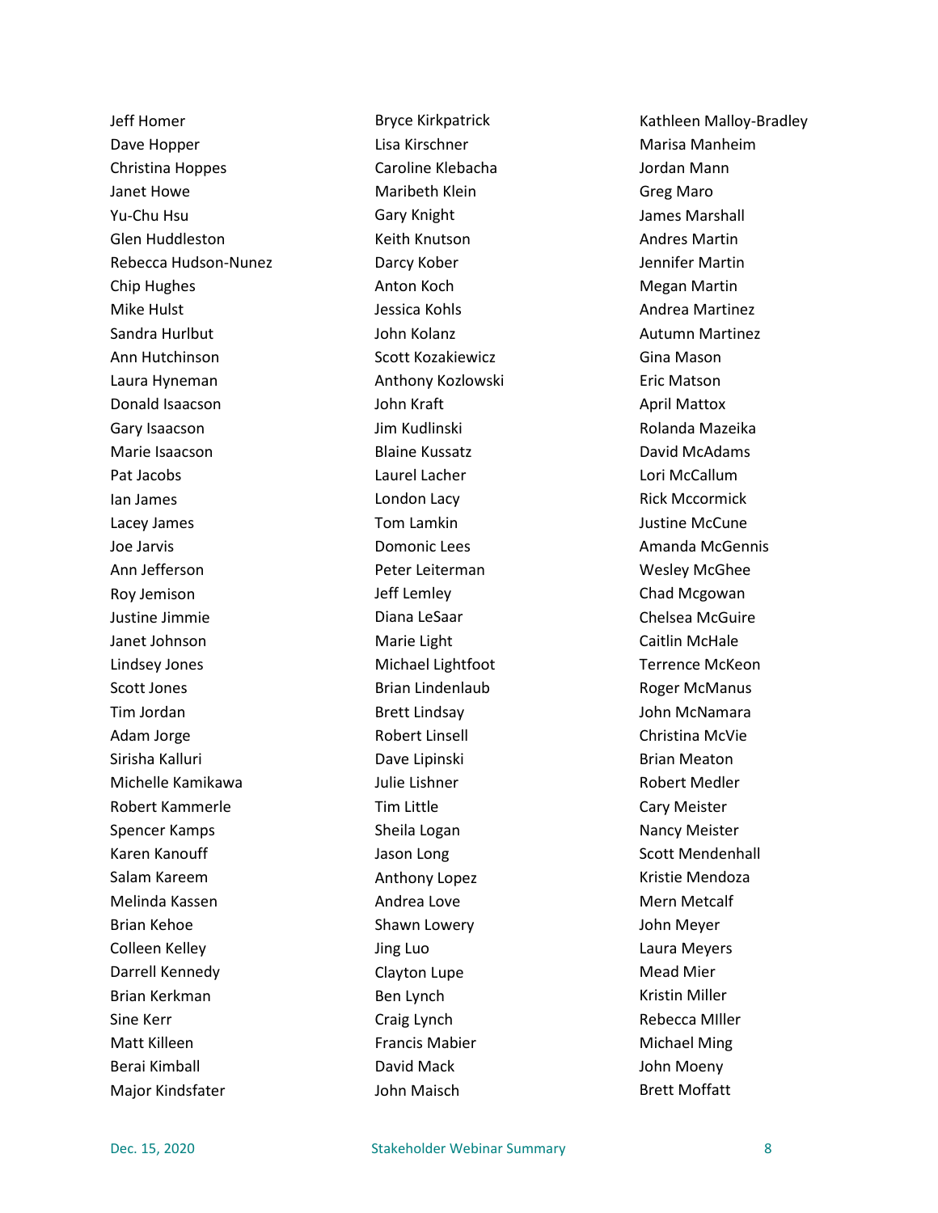Jeff Homer
Dave Hopper
Christina Hoppes
Janet Howe
Yu-Chu Hsu
Glen Huddleston
Rebecca Hudson-Nunez
Chip Hughes
Mike Hulst
Sandra Hurlbut
Ann Hutchinson
Laura Hyneman
Donald Isaacson
Gary Isaacson
Marie Isaacson
Pat Jacobs
Ian James
Lacey James
Joe Jarvis
Ann Jefferson
Roy Jemison
Justine Jimmie
Janet Johnson
Lindsey Jones
Scott Jones
Tim Jordan
Adam Jorge
Sirisha Kalluri
Michelle Kamikawa
Robert Kammerle
Spencer Kamps
Karen Kanouff
Salam Kareem
Melinda Kassen
Brian Kehoe
Colleen Kelley
Darrell Kennedy
Brian Kerkman
Sine Kerr
Matt Killeen
Berai Kimball
Major Kindsfater
Bryce Kirkpatrick
Lisa Kirschner
Caroline Klebacha
Maribeth Klein
Gary Knight
Keith Knutson
Darcy Kober
Anton Koch
Jessica Kohls
John Kolanz
Scott Kozakiewicz
Anthony Kozlowski
John Kraft
Jim Kudlinski
Blaine Kussatz
Laurel Lacher
London Lacy
Tom Lamkin
Domonic Lees
Peter Leiterman
Jeff Lemley
Diana LeSaar
Marie Light
Michael Lightfoot
Brian Lindenlaub
Brett Lindsay
Robert Linsell
Dave Lipinski
Julie Lishner
Tim Little
Sheila Logan
Jason Long
Anthony Lopez
Andrea Love
Shawn Lowery
Jing Luo
Clayton Lupe
Ben Lynch
Craig Lynch
Francis Mabier
David Mack
John Maisch
Kathleen Malloy-Bradley
Marisa Manheim
Jordan Mann
Greg Maro
James Marshall
Andres Martin
Jennifer Martin
Megan Martin
Andrea Martinez
Autumn Martinez
Gina Mason
Eric Matson
April Mattox
Rolanda Mazeika
David McAdams
Lori McCallum
Rick Mccormick
Justine McCune
Amanda McGennis
Wesley McGhee
Chad Mcgowan
Chelsea McGuire
Caitlin McHale
Terrence McKeon
Roger McManus
John McNamara
Christina McVie
Brian Meaton
Robert Medler
Cary Meister
Nancy Meister
Scott Mendenhall
Kristie Mendoza
Mern Metcalf
John Meyer
Laura Meyers
Mead Mier
Kristin Miller
Rebecca MIller
Michael Ming
John Moeny
Brett Moffatt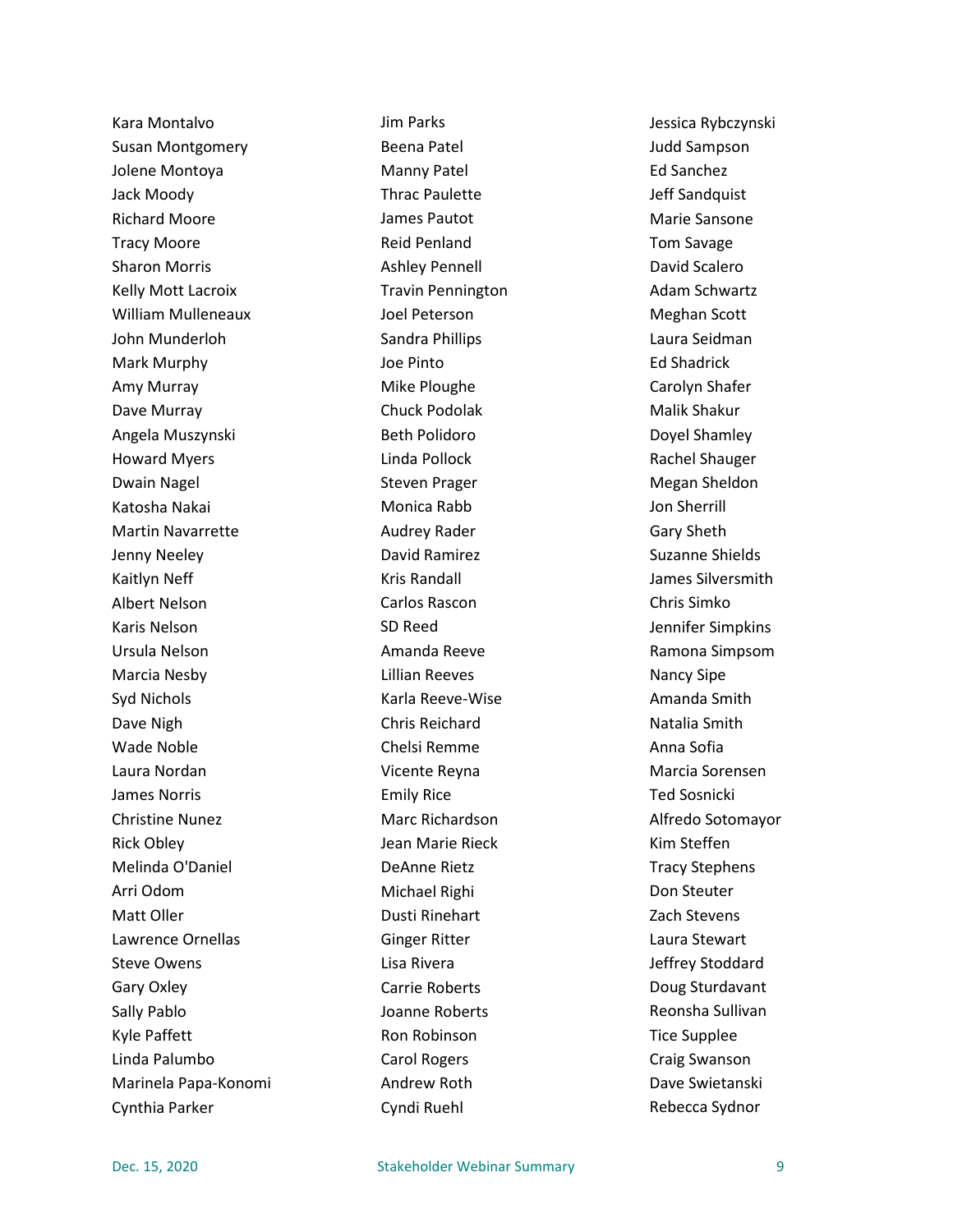Kara Montalvo
Susan Montgomery
Jolene Montoya
Jack Moody
Richard Moore
Tracy Moore
Sharon Morris
Kelly Mott Lacroix
William Mulleneaux
John Munderloh
Mark Murphy
Amy Murray
Dave Murray
Angela Muszynski
Howard Myers
Dwain Nagel
Katosha Nakai
Martin Navarrette
Jenny Neeley
Kaitlyn Neff
Albert Nelson
Karis Nelson
Ursula Nelson
Marcia Nesby
Syd Nichols
Dave Nigh
Wade Noble
Laura Nordan
James Norris
Christine Nunez
Rick Obley
Melinda O'Daniel
Arri Odom
Matt Oller
Lawrence Ornellas
Steve Owens
Gary Oxley
Sally Pablo
Kyle Paffett
Linda Palumbo
Marinela Papa-Konomi
Cynthia Parker
Jim Parks
Beena Patel
Manny Patel
Thrac Paulette
James Pautot
Reid Penland
Ashley Pennell
Travin Pennington
Joel Peterson
Sandra Phillips
Joe Pinto
Mike Ploughe
Chuck Podolak
Beth Polidoro
Linda Pollock
Steven Prager
Monica Rabb
Audrey Rader
David Ramirez
Kris Randall
Carlos Rascon
SD Reed
Amanda Reeve
Lillian Reeves
Karla Reeve-Wise
Chris Reichard
Chelsi Remme
Vicente Reyna
Emily Rice
Marc Richardson
Jean Marie Rieck
DeAnne Rietz
Michael Righi
Dusti Rinehart
Ginger Ritter
Lisa Rivera
Carrie Roberts
Joanne Roberts
Ron Robinson
Carol Rogers
Andrew Roth
Cyndi Ruehl
Jessica Rybczynski
Judd Sampson
Ed Sanchez
Jeff Sandquist
Marie Sansone
Tom Savage
David Scalero
Adam Schwartz
Meghan Scott
Laura Seidman
Ed Shadrick
Carolyn Shafer
Malik Shakur
Doyel Shamley
Rachel Shauger
Megan Sheldon
Jon Sherrill
Gary Sheth
Suzanne Shields
James Silversmith
Chris Simko
Jennifer Simpkins
Ramona Simpsom
Nancy Sipe
Amanda Smith
Natalia Smith
Anna Sofia
Marcia Sorensen
Ted Sosnicki
Alfredo Sotomayor
Kim Steffen
Tracy Stephens
Don Steuter
Zach Stevens
Laura Stewart
Jeffrey Stoddard
Doug Sturdavant
Reonsha Sullivan
Tice Supplee
Craig Swanson
Dave Swietanski
Rebecca Sydnor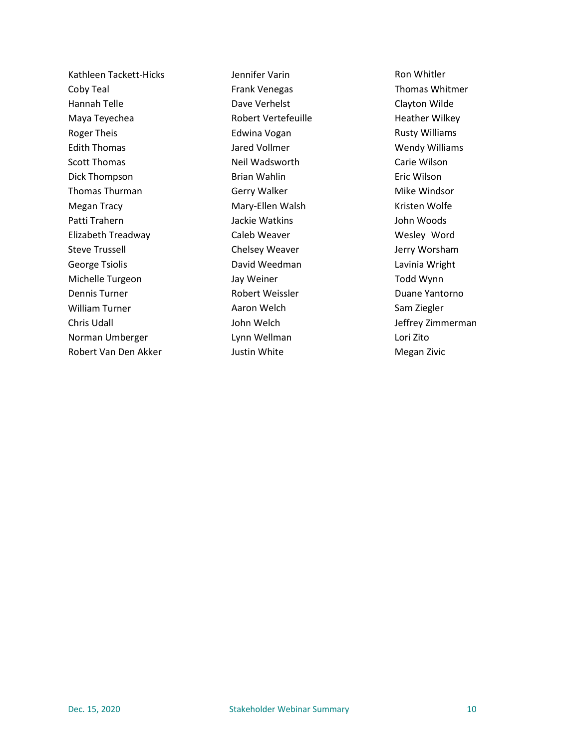Kathleen Tackett-Hicks
Coby Teal
Hannah Telle
Maya Teyechea
Roger Theis
Edith Thomas
Scott Thomas
Dick Thompson
Thomas Thurman
Megan Tracy
Patti Trahern
Elizabeth Treadway
Steve Trussell
George Tsiolis
Michelle Turgeon
Dennis Turner
William Turner
Chris Udall
Norman Umberger
Robert Van Den Akker
Jennifer Varin
Frank Venegas
Dave Verhelst
Robert Vertefeuille
Edwina Vogan
Jared Vollmer
Neil Wadsworth
Brian Wahlin
Gerry Walker
Mary-Ellen Walsh
Jackie Watkins
Caleb Weaver
Chelsey Weaver
David Weedman
Jay Weiner
Robert Weissler
Aaron Welch
John Welch
Lynn Wellman
Justin White
Ron Whitler
Thomas Whitmer
Clayton Wilde
Heather Wilkey
Rusty Williams
Wendy Williams
Carie Wilson
Eric Wilson
Mike Windsor
Kristen Wolfe
John Woods
Wesley Word
Jerry Worsham
Lavinia Wright
Todd Wynn
Duane Yantorno
Sam Ziegler
Jeffrey Zimmerman
Lori Zito
Megan Zivic